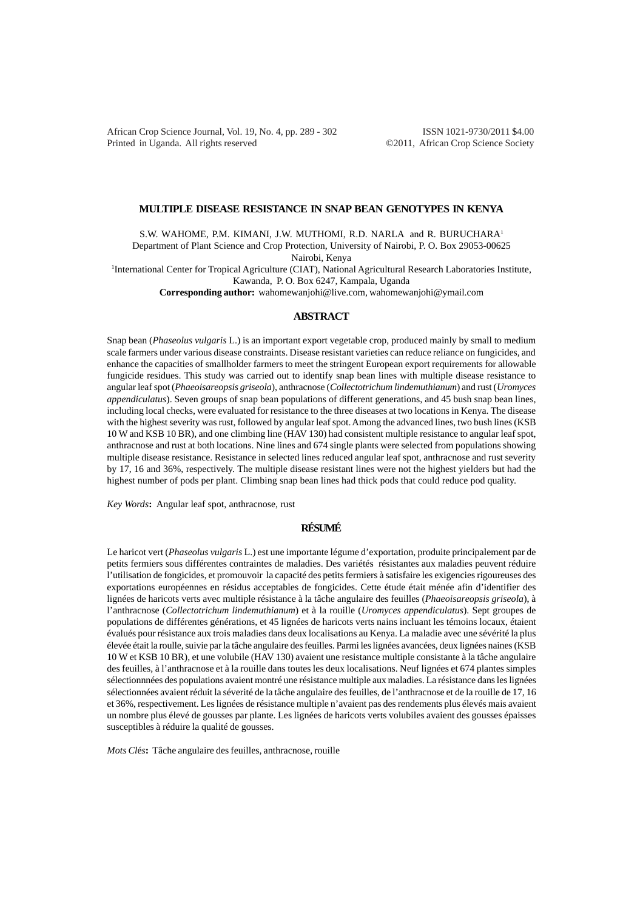# MULTIPLE DISEASE RESISTANCE IN SNAP BEAN GENOTYPES IN KENYA

S.W. WAHOME, P.M. KIMANI, J.W. MUTHOMI, R.D. NARLA and R. BURUCHARA[1]

Department of Plant Science and Crop Protection, University of Nairobi, P. O. Box 29053-00625 Nairobi, Kenya

[1]International Center for Tropical Agriculture (CIAT), National Agricultural Research Laboratories Institute, Kawanda, P. O. Box 6247, Kampala, Uganda

**Corresponding author:** wahomewanjohi@live.com, wahomewanjohi@ymail.com

## ABSTRACT

Snap bean (*Phaseolus vulgaris* L.) is an important export vegetable crop, produced mainly by small to medium scale farmers under various disease constraints. Disease resistant varieties can reduce reliance on fungicides, and enhance the capacities of smallholder farmers to meet the stringent European export requirements for allowable fungicide residues. This study was carried out to identify snap bean lines with multiple disease resistance to angular leaf spot (*Phaeoisareopsis griseola*), anthracnose (*Collectotrichum lindemuthianum*) and rust (*Uromyces appendiculatus*). Seven groups of snap bean populations of different generations, and 45 bush snap bean lines, including local checks, were evaluated for resistance to the three diseases at two locations in Kenya. The disease with the highest severity was rust, followed by angular leaf spot. Among the advanced lines, two bush lines (KSB 10 W and KSB 10 BR), and one climbing line (HAV 130) had consistent multiple resistance to angular leaf spot, anthracnose and rust at both locations. Nine lines and 674 single plants were selected from populations showing multiple disease resistance. Resistance in selected lines reduced angular leaf spot, anthracnose and rust severity by 17, 16 and 36%, respectively. The multiple disease resistant lines were not the highest yielders but had the highest number of pods per plant. Climbing snap bean lines had thick pods that could reduce pod quality.

*Key Words***:** Angular leaf spot, anthracnose, rust

## RÉSUMÉ

Le haricot vert (*Phaseolus vulgaris* L.) est une importante légume d'exportation, produite principalement par de petits fermiers sous différentes contraintes de maladies. Des variétés résistantes aux maladies peuvent réduire l'utilisation de fongicides, et promouvoir la capacité des petits fermiers à satisfaire les exigencies rigoureuses des exportations européennes en résidus acceptables de fongicides. Cette étude était ménée afin d'identifier des lignées de haricots verts avec multiple résistance à la tâche angulaire des feuilles (*Phaeoisareopsis griseola*), à l'anthracnose (*Collectotrichum lindemuthianum*) et à la rouille (*Uromyces appendiculatus*). Sept groupes de populations de différentes générations, et 45 lignées de haricots verts nains incluant les témoins locaux, étaient évalués pour résistance aux trois maladies dans deux localisations au Kenya. La maladie avec une sévérité la plus élevée était la roulle, suivie par la tâche angulaire des feuilles. Parmi les lignées avancées, deux lignées naines (KSB 10 W et KSB 10 BR), et une volubile (HAV 130) avaient une resistance multiple consistante à la tâche angulaire des feuilles, à l'anthracnose et à la rouille dans toutes les deux localisations. Neuf lignées et 674 plantes simples sélectionnnées des populations avaient montré une résistance multiple aux maladies. La résistance dans les lignées sélectionnées avaient réduit la sévérité de la tâche angulaire des feuilles, de l'anthracnose et de la rouille de 17, 16 et 36%, respectivement. Les lignées de résistance multiple n'avaient pas des rendements plus élevés mais avaient un nombre plus élevé de gousses par plante. Les lignées de haricots verts volubiles avaient des gousses épaisses susceptibles à réduire la qualité de gousses.

*Mots Clés***:** Tâche angulaire des feuilles, anthracnose, rouille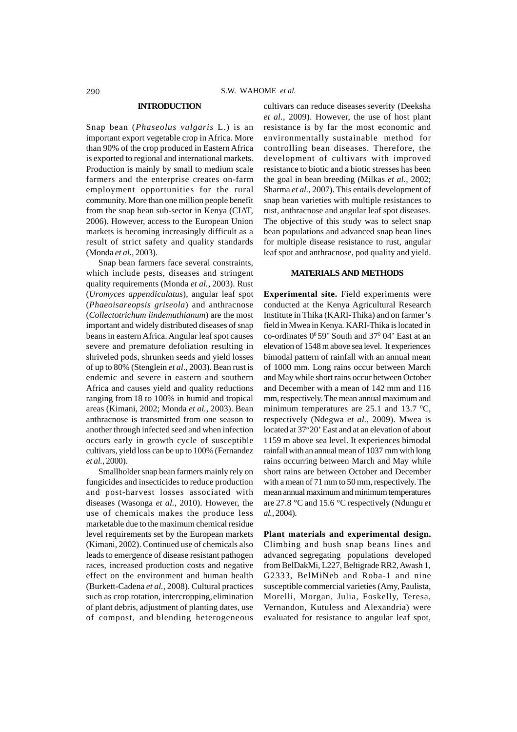## INTRODUCTION

Snap bean (*Phaseolus vulgaris* L.) is an important export vegetable crop in Africa. More than 90% of the crop produced in Eastern Africa is exported to regional and international markets. Production is mainly by small to medium scale farmers and the enterprise creates on-farm employment opportunities for the rural community. More than one million people benefit from the snap bean sub-sector in Kenya (CIAT, 2006). However, access to the European Union markets is becoming increasingly difficult as a result of strict safety and quality standards (Monda *et al.,* 2003).

Snap bean farmers face several constraints, which include pests, diseases and stringent quality requirements (Monda *et al.,* 2003). Rust (*Uromyces appendiculatus*), angular leaf spot (*Phaeoisareopsis griseola*) and anthracnose (*Collectotrichum lindemuthianum*) are the most important and widely distributed diseases of snap beans in eastern Africa. Angular leaf spot causes severe and premature defoliation resulting in shriveled pods, shrunken seeds and yield losses of up to 80% (Stenglein *et al*., 2003). Bean rust is endemic and severe in eastern and southern Africa and causes yield and quality reductions ranging from 18 to 100% in humid and tropical areas (Kimani, 2002; Monda *et al.,* 2003). Bean anthracnose is transmitted from one season to another through infected seed and when infection occurs early in growth cycle of susceptible cultivars, yield loss can be up to 100% (Fernandez *et al.,* 2000).

Smallholder snap bean farmers mainly rely on fungicides and insecticides to reduce production and post-harvest losses associated with diseases (Wasonga *et al.,* 2010). However, the use of chemicals makes the produce less marketable due to the maximum chemical residue level requirements set by the European markets (Kimani, 2002). Continued use of chemicals also leads to emergence of disease resistant pathogen races, increased production costs and negative effect on the environment and human health (Burkett-Cadena *et al.,* 2008). Cultural practices such as crop rotation, intercropping, elimination of plant debris, adjustment of planting dates, use of compost, and blending heterogeneous cultivars can reduce diseases severity (Deeksha *et al.,* 2009). However, the use of host plant resistance is by far the most economic and environmentally sustainable method for controlling bean diseases. Therefore, the development of cultivars with improved resistance to biotic and a biotic stresses has been the goal in bean breeding (Milkas *et al.,* 2002; Sharma *et al.,* 2007). This entails development of snap bean varieties with multiple resistances to rust, anthracnose and angular leaf spot diseases. The objective of this study was to select snap bean populations and advanced snap bean lines for multiple disease resistance to rust, angular leaf spot and anthracnose, pod quality and yield.

## MATERIALS AND METHODS

**Experimental site.** Field experiments were conducted at the Kenya Agricultural Research Institute in Thika (KARI-Thika) and on farmer's field in Mwea in Kenya. KARI-Thika is located in co-ordinates $0^0$ 59' South and $37^0$ 04' East at an elevation of 1548 m above sea level. It experiences bimodal pattern of rainfall with an annual mean of 1000 mm. Long rains occur between March and May while short rains occur between October and December with a mean of 142 mm and 116 mm, respectively. The mean annual maximum and minimum temperatures are 25.1 and 13.7 $^0$C, respectively (Ndegwa *et al.,* 2009). Mwea is located at 37° 20' East and at an elevation of about 1159 m above sea level. It experiences bimodal rainfall with an annual mean of 1037 mm with long rains occurring between March and May while short rains are between October and December with a mean of 71 mm to 50 mm, respectively. The mean annual maximum and minimum temperatures are 27.8 °C and 15.6 °C respectively (Ndungu *et al.,* 2004).

**Plant materials and experimental design.** Climbing and bush snap beans lines and advanced segregating populations developed from BelDakMi, L227, Beltigrade RR2, Awash 1, G2333, BelMiNeb and Roba-1 and nine susceptible commercial varieties (Amy, Paulista, Morelli, Morgan, Julia, Foskelly, Teresa, Vernandon, Kutuless and Alexandria) were evaluated for resistance to angular leaf spot,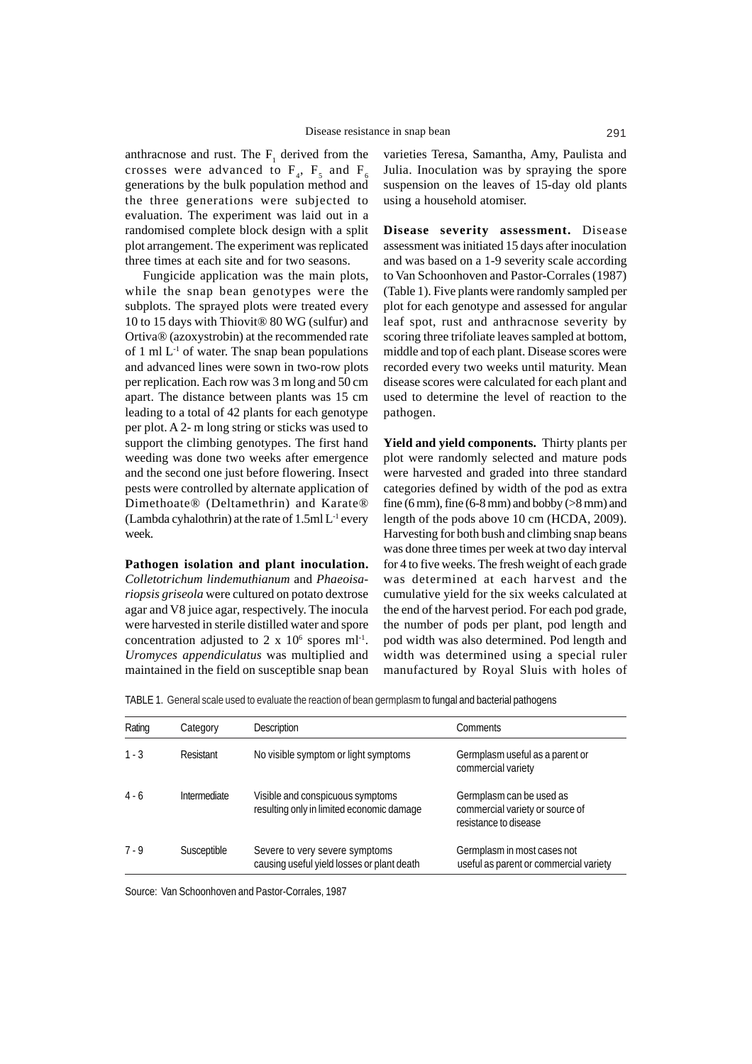anthracnose and rust. The $F_1$ derived from the crosses were advanced to $F_4$, $F_5$ and $F_6$ generations by the bulk population method and the three generations were subjected to evaluation. The experiment was laid out in a randomised complete block design with a split plot arrangement. The experiment was replicated three times at each site and for two seasons.

Fungicide application was the main plots, while the snap bean genotypes were the subplots. The sprayed plots were treated every 10 to 15 days with Thiovit® 80 WG (sulfur) and Ortiva® (azoxystrobin) at the recommended rate of 1 ml $L^{-1}$ of water. The snap bean populations and advanced lines were sown in two-row plots per replication. Each row was 3 m long and 50 cm apart. The distance between plants was 15 cm leading to a total of 42 plants for each genotype per plot. A 2- m long string or sticks was used to support the climbing genotypes. The first hand weeding was done two weeks after emergence and the second one just before flowering. Insect pests were controlled by alternate application of Dimethoate® (Deltamethrin) and Karate® (Lambda cyhalothrin) at the rate of 1.5ml $L^{-1}$ every week.

**Pathogen isolation and plant inoculation.** *Colletotrichum lindemuthianum* and *Phaeoisariopsis griseola* were cultured on potato dextrose agar and V8 juice agar, respectively. The inocula were harvested in sterile distilled water and spore concentration adjusted to 2 x $10^6$ spores $ml^{-1}$. *Uromyces appendiculatus* was multiplied and maintained in the field on susceptible snap bean varieties Teresa, Samantha, Amy, Paulista and Julia. Inoculation was by spraying the spore suspension on the leaves of 15-day old plants using a household atomiser.

**Disease severity assessment.** Disease assessment was initiated 15 days after inoculation and was based on a 1-9 severity scale according to Van Schoonhoven and Pastor-Corrales (1987) (Table 1). Five plants were randomly sampled per plot for each genotype and assessed for angular leaf spot, rust and anthracnose severity by scoring three trifoliate leaves sampled at bottom, middle and top of each plant. Disease scores were recorded every two weeks until maturity. Mean disease scores were calculated for each plant and used to determine the level of reaction to the pathogen.

**Yield and yield components.** Thirty plants per plot were randomly selected and mature pods were harvested and graded into three standard categories defined by width of the pod as extra fine (6 mm), fine (6-8 mm) and bobby (>8 mm) and length of the pods above 10 cm (HCDA, 2009). Harvesting for both bush and climbing snap beans was done three times per week at two day interval for 4 to five weeks. The fresh weight of each grade was determined at each harvest and the cumulative yield for the six weeks calculated at the end of the harvest period. For each pod grade, the number of pods per plant, pod length and pod width was also determined. Pod length and width was determined using a special ruler manufactured by Royal Sluis with holes of

TABLE 1. General scale used to evaluate the reaction of bean germplasm to fungal and bacterial pathogens

| Rating | Category | Description | Comments |
|---|---|---|---|
| 1 - 3 | Resistant | No visible symptom or light symptoms | Germplasm useful as a parent or commercial variety |
| 4 - 6 | Intermediate | Visible and conspicuous symptoms resulting only in limited economic damage | Germplasm can be used as commercial variety or source of resistance to disease |
| 7 - 9 | Susceptible | Severe to very severe symptoms causing useful yield losses or plant death | Germplasm in most cases not useful as parent or commercial variety |

Source: Van Schoonhoven and Pastor-Corrales, 1987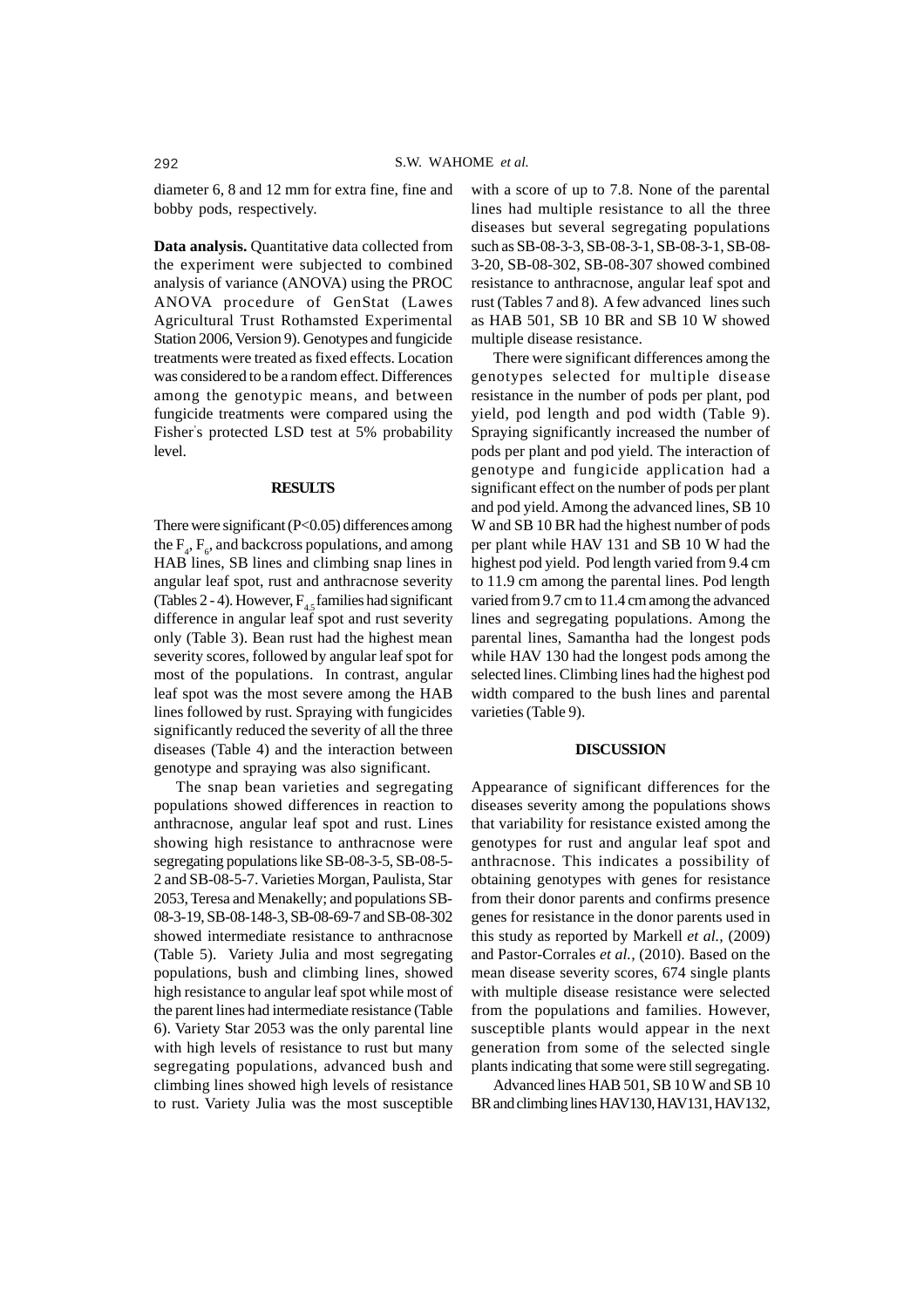diameter 6, 8 and 12 mm for extra fine, fine and bobby pods, respectively.

**Data analysis.** Quantitative data collected from the experiment were subjected to combined analysis of variance (ANOVA) using the PROC ANOVA procedure of GenStat (Lawes Agricultural Trust Rothamsted Experimental Station 2006, Version 9). Genotypes and fungicide treatments were treated as fixed effects. Location was considered to be a random effect. Differences among the genotypic means, and between fungicide treatments were compared using the Fisher's protected LSD test at 5% probability level.

## RESULTS

There were significant ($P<0.05$) differences among the $F_4$, $F_6$, and backcross populations, and among HAB lines, SB lines and climbing snap lines in angular leaf spot, rust and anthracnose severity (Tables 2 - 4). However, $F_{4.5}$ families had significant difference in angular leaf spot and rust severity only (Table 3). Bean rust had the highest mean severity scores, followed by angular leaf spot for most of the populations. In contrast, angular leaf spot was the most severe among the HAB lines followed by rust. Spraying with fungicides significantly reduced the severity of all the three diseases (Table 4) and the interaction between genotype and spraying was also significant.

The snap bean varieties and segregating populations showed differences in reaction to anthracnose, angular leaf spot and rust. Lines showing high resistance to anthracnose were segregating populations like SB-08-3-5, SB-08-5-2 and SB-08-5-7. Varieties Morgan, Paulista, Star 2053, Teresa and Menakelly; and populations SB-08-3-19, SB-08-148-3, SB-08-69-7 and SB-08-302 showed intermediate resistance to anthracnose (Table 5). Variety Julia and most segregating populations, bush and climbing lines, showed high resistance to angular leaf spot while most of the parent lines had intermediate resistance (Table 6). Variety Star 2053 was the only parental line with high levels of resistance to rust but many segregating populations, advanced bush and climbing lines showed high levels of resistance to rust. Variety Julia was the most susceptible with a score of up to 7.8. None of the parental lines had multiple resistance to all the three diseases but several segregating populations such as SB-08-3-3, SB-08-3-1, SB-08-3-1, SB-08-3-20, SB-08-302, SB-08-307 showed combined resistance to anthracnose, angular leaf spot and rust (Tables 7 and 8). A few advanced lines such as HAB 501, SB 10 BR and SB 10 W showed multiple disease resistance.

There were significant differences among the genotypes selected for multiple disease resistance in the number of pods per plant, pod yield, pod length and pod width (Table 9). Spraying significantly increased the number of pods per plant and pod yield. The interaction of genotype and fungicide application had a significant effect on the number of pods per plant and pod yield. Among the advanced lines, SB 10 W and SB 10 BR had the highest number of pods per plant while HAV 131 and SB 10 W had the highest pod yield. Pod length varied from 9.4 cm to 11.9 cm among the parental lines. Pod length varied from 9.7 cm to 11.4 cm among the advanced lines and segregating populations. Among the parental lines, Samantha had the longest pods while HAV 130 had the longest pods among the selected lines. Climbing lines had the highest pod width compared to the bush lines and parental varieties (Table 9).

## DISCUSSION

Appearance of significant differences for the diseases severity among the populations shows that variability for resistance existed among the genotypes for rust and angular leaf spot and anthracnose. This indicates a possibility of obtaining genotypes with genes for resistance from their donor parents and confirms presence genes for resistance in the donor parents used in this study as reported by Markell *et al.*, (2009) and Pastor-Corrales *et al.*, (2010). Based on the mean disease severity scores, 674 single plants with multiple disease resistance were selected from the populations and families. However, susceptible plants would appear in the next generation from some of the selected single plants indicating that some were still segregating.

Advanced lines HAB 501, SB 10 W and SB 10 BR and climbing lines HAV130, HAV131, HAV132,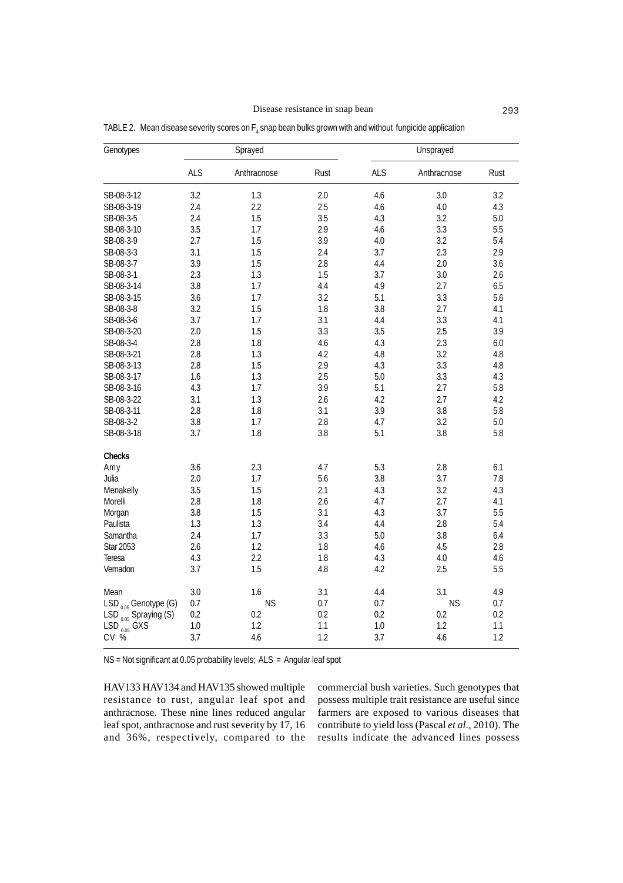TABLE 2. Mean disease severity scores on $F_4$ snap bean bulks grown with and without fungicide application

| Genotypes | Sprayed | | | Unsprayed | | |
|---|---|---|---|---|---|---|
| | ALS | Anthracnose | Rust | ALS | Anthracnose | Rust |
| SB-08-3-12 | 3.2 | 1.3 | 2.0 | 4.6 | 3.0 | 3.2 |
| SB-08-3-19 | 2.4 | 2.2 | 2.5 | 4.6 | 4.0 | 4.3 |
| SB-08-3-5 | 2.4 | 1.5 | 3.5 | 4.3 | 3.2 | 5.0 |
| SB-08-3-10 | 3.5 | 1.7 | 2.9 | 4.6 | 3.3 | 5.5 |
| SB-08-3-9 | 2.7 | 1.5 | 3.9 | 4.0 | 3.2 | 5.4 |
| SB-08-3-3 | 3.1 | 1.5 | 2.4 | 3.7 | 2.3 | 2.9 |
| SB-08-3-7 | 3.9 | 1.5 | 2.8 | 4.4 | 2.0 | 3.6 |
| SB-08-3-1 | 2.3 | 1.3 | 1.5 | 3.7 | 3.0 | 2.6 |
| SB-08-3-14 | 3.8 | 1.7 | 4.4 | 4.9 | 2.7 | 6.5 |
| SB-08-3-15 | 3.6 | 1.7 | 3.2 | 5.1 | 3.3 | 5.6 |
| SB-08-3-8 | 3.2 | 1.5 | 1.8 | 3.8 | 2.7 | 4.1 |
| SB-08-3-6 | 3.7 | 1.7 | 3.1 | 4.4 | 3.3 | 4.1 |
| SB-08-3-20 | 2.0 | 1.5 | 3.3 | 3.5 | 2.5 | 3.9 |
| SB-08-3-4 | 2.8 | 1.8 | 4.6 | 4.3 | 2.3 | 6.0 |
| SB-08-3-21 | 2.8 | 1.3 | 4.2 | 4.8 | 3.2 | 4.8 |
| SB-08-3-13 | 2.8 | 1.5 | 2.9 | 4.3 | 3.3 | 4.8 |
| SB-08-3-17 | 1.6 | 1.3 | 2.5 | 5.0 | 3.3 | 4.3 |
| SB-08-3-16 | 4.3 | 1.7 | 3.9 | 5.1 | 2.7 | 5.8 |
| SB-08-3-22 | 3.1 | 1.3 | 2.6 | 4.2 | 2.7 | 4.2 |
| SB-08-3-11 | 2.8 | 1.8 | 3.1 | 3.9 | 3.8 | 5.8 |
| SB-08-3-2 | 3.8 | 1.7 | 2.8 | 4.7 | 3.2 | 5.0 |
| SB-08-3-18 | 3.7 | 1.8 | 3.8 | 5.1 | 3.8 | 5.8 |
| **Checks** | | | | | | |
| Amy | 3.6 | 2.3 | 4.7 | 5.3 | 2.8 | 6.1 |
| Julia | 2.0 | 1.7 | 5.6 | 3.8 | 3.7 | 7.8 |
| Menakelly | 3.5 | 1.5 | 2.1 | 4.3 | 3.2 | 4.3 |
| Morelli | 2.8 | 1.8 | 2.6 | 4.7 | 2.7 | 4.1 |
| Morgan | 3.8 | 1.5 | 3.1 | 4.3 | 3.7 | 5.5 |
| Paulista | 1.3 | 1.3 | 3.4 | 4.4 | 2.8 | 5.4 |
| Samantha | 2.4 | 1.7 | 3.3 | 5.0 | 3.8 | 6.4 |
| Star 2053 | 2.6 | 1.2 | 1.8 | 4.6 | 4.5 | 2.8 |
| Teresa | 4.3 | 2.2 | 1.8 | 4.3 | 4.0 | 4.6 |
| Vernadon | 3.7 | 1.5 | 4.8 | 4.2 | 2.5 | 5.5 |
| Mean | 3.0 | 1.6 | 3.1 | 4.4 | 3.1 | 4.9 |
| $LSD_{0.05}$ Genotype (G) | 0.7 | NS | 0.7 | 0.7 | NS | 0.7 |
| $LSD_{0.05}$ Spraying (S) | 0.2 | 0.2 | 0.2 | 0.2 | 0.2 | 0.2 |
| $LSD_{0.05}$ GXS | 1.0 | 1.2 | 1.1 | 1.0 | 1.2 | 1.1 |
| CV % | 3.7 | 4.6 | 1.2 | 3.7 | 4.6 | 1.2 |

NS = Not significant at 0.05 probability levels; ALS = Angular leaf spot

HAV133 HAV134 and HAV135 showed multiple resistance to rust, angular leaf spot and anthracnose. These nine lines reduced angular leaf spot, anthracnose and rust severity by 17, 16 and 36%, respectively, compared to the commercial bush varieties. Such genotypes that possess multiple trait resistance are useful since farmers are exposed to various diseases that contribute to yield loss (Pascal *et al.*, 2010). The results indicate the advanced lines possess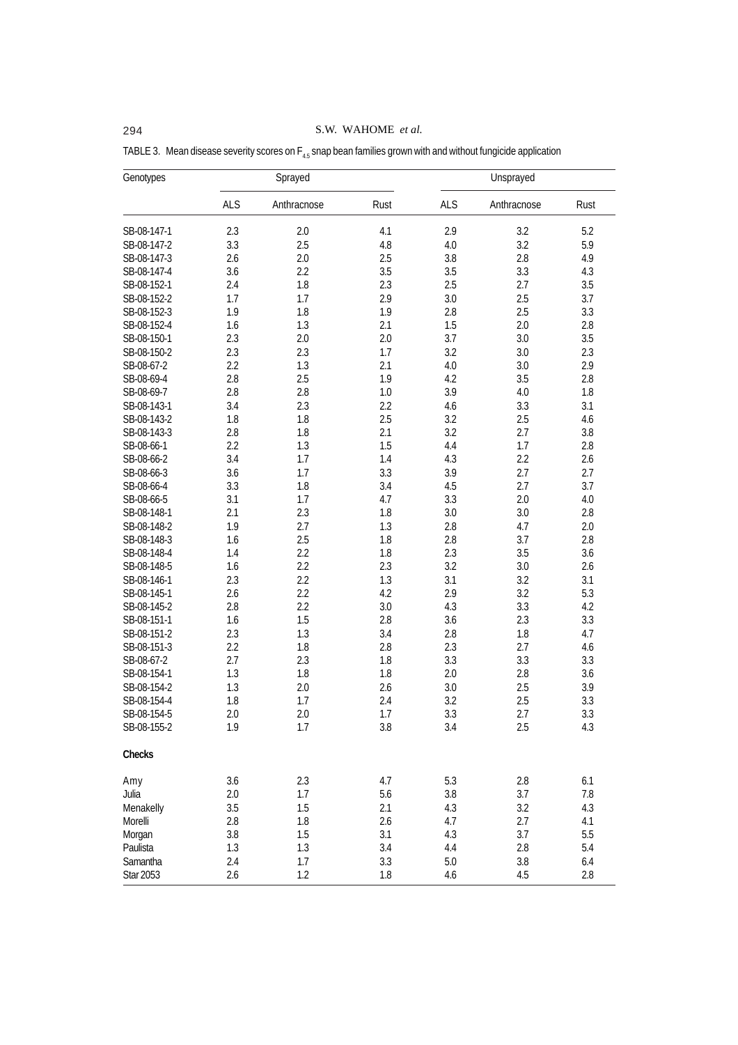TABLE 3. Mean disease severity scores on $F_{4.5}$ snap bean families grown with and without fungicide application

| Genotypes | Sprayed | | | Unsprayed | | |
|---|---|---|---|---|---|---|
| | ALS | Anthracnose | Rust | ALS | Anthracnose | Rust |
| SB-08-147-1 | 2.3 | 2.0 | 4.1 | 2.9 | 3.2 | 5.2 |
| SB-08-147-2 | 3.3 | 2.5 | 4.8 | 4.0 | 3.2 | 5.9 |
| SB-08-147-3 | 2.6 | 2.0 | 2.5 | 3.8 | 2.8 | 4.9 |
| SB-08-147-4 | 3.6 | 2.2 | 3.5 | 3.5 | 3.3 | 4.3 |
| SB-08-152-1 | 2.4 | 1.8 | 2.3 | 2.5 | 2.7 | 3.5 |
| SB-08-152-2 | 1.7 | 1.7 | 2.9 | 3.0 | 2.5 | 3.7 |
| SB-08-152-3 | 1.9 | 1.8 | 1.9 | 2.8 | 2.5 | 3.3 |
| SB-08-152-4 | 1.6 | 1.3 | 2.1 | 1.5 | 2.0 | 2.8 |
| SB-08-150-1 | 2.3 | 2.0 | 2.0 | 3.7 | 3.0 | 3.5 |
| SB-08-150-2 | 2.3 | 2.3 | 1.7 | 3.2 | 3.0 | 2.3 |
| SB-08-67-2 | 2.2 | 1.3 | 2.1 | 4.0 | 3.0 | 2.9 |
| SB-08-69-4 | 2.8 | 2.5 | 1.9 | 4.2 | 3.5 | 2.8 |
| SB-08-69-7 | 2.8 | 2.8 | 1.0 | 3.9 | 4.0 | 1.8 |
| SB-08-143-1 | 3.4 | 2.3 | 2.2 | 4.6 | 3.3 | 3.1 |
| SB-08-143-2 | 1.8 | 1.8 | 2.5 | 3.2 | 2.5 | 4.6 |
| SB-08-143-3 | 2.8 | 1.8 | 2.1 | 3.2 | 2.7 | 3.8 |
| SB-08-66-1 | 2.2 | 1.3 | 1.5 | 4.4 | 1.7 | 2.8 |
| SB-08-66-2 | 3.4 | 1.7 | 1.4 | 4.3 | 2.2 | 2.6 |
| SB-08-66-3 | 3.6 | 1.7 | 3.3 | 3.9 | 2.7 | 2.7 |
| SB-08-66-4 | 3.3 | 1.8 | 3.4 | 4.5 | 2.7 | 3.7 |
| SB-08-66-5 | 3.1 | 1.7 | 4.7 | 3.3 | 2.0 | 4.0 |
| SB-08-148-1 | 2.1 | 2.3 | 1.8 | 3.0 | 3.0 | 2.8 |
| SB-08-148-2 | 1.9 | 2.7 | 1.3 | 2.8 | 4.7 | 2.0 |
| SB-08-148-3 | 1.6 | 2.5 | 1.8 | 2.8 | 3.7 | 2.8 |
| SB-08-148-4 | 1.4 | 2.2 | 1.8 | 2.3 | 3.5 | 3.6 |
| SB-08-148-5 | 1.6 | 2.2 | 2.3 | 3.2 | 3.0 | 2.6 |
| SB-08-146-1 | 2.3 | 2.2 | 1.3 | 3.1 | 3.2 | 3.1 |
| SB-08-145-1 | 2.6 | 2.2 | 4.2 | 2.9 | 3.2 | 5.3 |
| SB-08-145-2 | 2.8 | 2.2 | 3.0 | 4.3 | 3.3 | 4.2 |
| SB-08-151-1 | 1.6 | 1.5 | 2.8 | 3.6 | 2.3 | 3.3 |
| SB-08-151-2 | 2.3 | 1.3 | 3.4 | 2.8 | 1.8 | 4.7 |
| SB-08-151-3 | 2.2 | 1.8 | 2.8 | 2.3 | 2.7 | 4.6 |
| SB-08-67-2 | 2.7 | 2.3 | 1.8 | 3.3 | 3.3 | 3.3 |
| SB-08-154-1 | 1.3 | 1.8 | 1.8 | 2.0 | 2.8 | 3.6 |
| SB-08-154-2 | 1.3 | 2.0 | 2.6 | 3.0 | 2.5 | 3.9 |
| SB-08-154-4 | 1.8 | 1.7 | 2.4 | 3.2 | 2.5 | 3.3 |
| SB-08-154-5 | 2.0 | 2.0 | 1.7 | 3.3 | 2.7 | 3.3 |
| SB-08-155-2 | 1.9 | 1.7 | 3.8 | 3.4 | 2.5 | 4.3 |
| **Checks** | | | | | | |
| Amy | 3.6 | 2.3 | 4.7 | 5.3 | 2.8 | 6.1 |
| Julia | 2.0 | 1.7 | 5.6 | 3.8 | 3.7 | 7.8 |
| Menakelly | 3.5 | 1.5 | 2.1 | 4.3 | 3.2 | 4.3 |
| Morelli | 2.8 | 1.8 | 2.6 | 4.7 | 2.7 | 4.1 |
| Morgan | 3.8 | 1.5 | 3.1 | 4.3 | 3.7 | 5.5 |
| Paulista | 1.3 | 1.3 | 3.4 | 4.4 | 2.8 | 5.4 |
| Samantha | 2.4 | 1.7 | 3.3 | 5.0 | 3.8 | 6.4 |
| Star 2053 | 2.6 | 1.2 | 1.8 | 4.6 | 4.5 | 2.8 |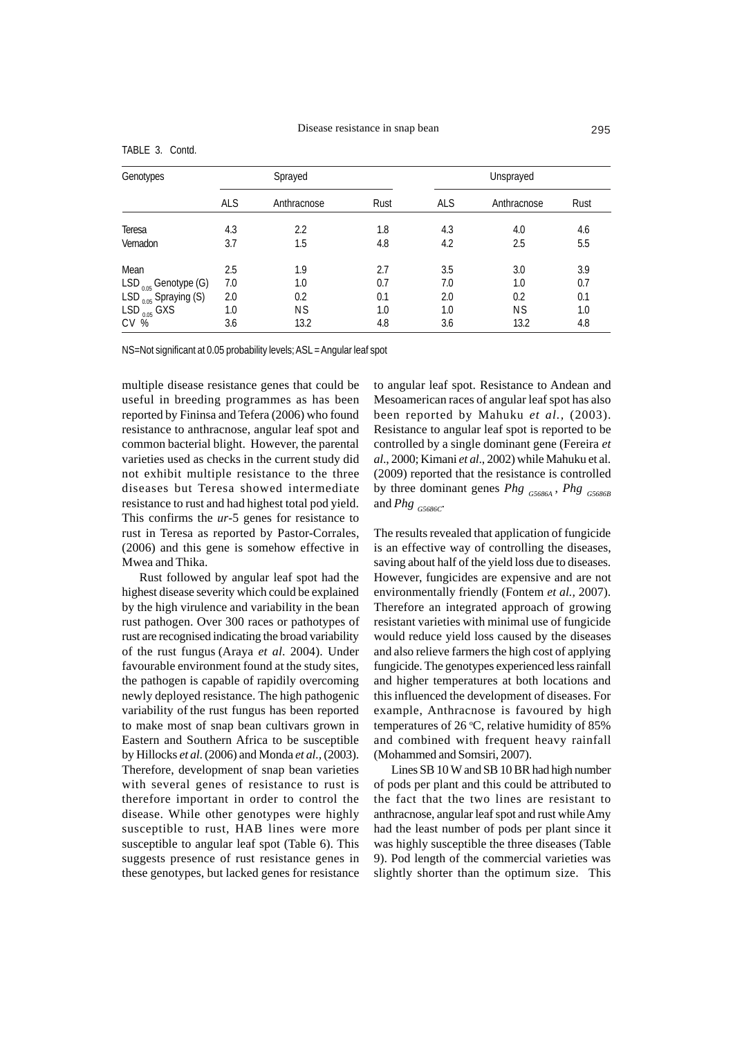TABLE 3. Contd.

| Genotypes | Sprayed | | | Unsprayed | | |
|---|---|---|---|---|---|---|
| | ALS | Anthracnose | Rust | ALS | Anthracnose | Rust |
| Teresa | 4.3 | 2.2 | 1.8 | 4.3 | 4.0 | 4.6 |
| Vernadon | 3.7 | 1.5 | 4.8 | 4.2 | 2.5 | 5.5 |
| Mean | 2.5 | 1.9 | 2.7 | 3.5 | 3.0 | 3.9 |
| $LSD_{0.05}$ Genotype (G) | 7.0 | 1.0 | 0.7 | 7.0 | 1.0 | 0.7 |
| $LSD_{0.05}$ Spraying (S) | 2.0 | 0.2 | 0.1 | 2.0 | 0.2 | 0.1 |
| $LSD_{0.05}$ GXS | 1.0 | NS | 1.0 | 1.0 | NS | 1.0 |
| CV % | 3.6 | 13.2 | 4.8 | 3.6 | 13.2 | 4.8 |

NS=Not significant at 0.05 probability levels; ASL = Angular leaf spot

multiple disease resistance genes that could be useful in breeding programmes as has been reported by Fininsa and Tefera (2006) who found resistance to anthracnose, angular leaf spot and common bacterial blight. However, the parental varieties used as checks in the current study did not exhibit multiple resistance to the three diseases but Teresa showed intermediate resistance to rust and had highest total pod yield. This confirms the *ur*-5 genes for resistance to rust in Teresa as reported by Pastor-Corrales, (2006) and this gene is somehow effective in Mwea and Thika.

Rust followed by angular leaf spot had the highest disease severity which could be explained by the high virulence and variability in the bean rust pathogen. Over 300 races or pathotypes of rust are recognised indicating the broad variability of the rust fungus (Araya *et al*. 2004). Under favourable environment found at the study sites, the pathogen is capable of rapidly overcoming newly deployed resistance. The high pathogenic variability of the rust fungus has been reported to make most of snap bean cultivars grown in Eastern and Southern Africa to be susceptible by Hillocks *et al*. (2006) and Monda *et al.*, (2003). Therefore, development of snap bean varieties with several genes of resistance to rust is therefore important in order to control the disease. While other genotypes were highly susceptible to rust, HAB lines were more susceptible to angular leaf spot (Table 6). This suggests presence of rust resistance genes in these genotypes, but lacked genes for resistance to angular leaf spot. Resistance to Andean and Mesoamerican races of angular leaf spot has also been reported by Mahuku *et al.,* (2003). Resistance to angular leaf spot is reported to be controlled by a single dominant gene (Fereira *et al*., 2000; Kimani *et al*., 2002) while Mahuku et al. (2009) reported that the resistance is controlled by three dominant genes $Phg_{G5686A}$, $Phg_{G5686B}$ and $Phg_{G5686C}$.

The results revealed that application of fungicide is an effective way of controlling the diseases, saving about half of the yield loss due to diseases. However, fungicides are expensive and are not environmentally friendly (Fontem *et al.,* 2007). Therefore an integrated approach of growing resistant varieties with minimal use of fungicide would reduce yield loss caused by the diseases and also relieve farmers the high cost of applying fungicide. The genotypes experienced less rainfall and higher temperatures at both locations and this influenced the development of diseases. For example, Anthracnose is favoured by high temperatures of 26 °C, relative humidity of 85% and combined with frequent heavy rainfall (Mohammed and Somsiri, 2007).

Lines SB 10 W and SB 10 BR had high number of pods per plant and this could be attributed to the fact that the two lines are resistant to anthracnose, angular leaf spot and rust while Amy had the least number of pods per plant since it was highly susceptible the three diseases (Table 9). Pod length of the commercial varieties was slightly shorter than the optimum size. This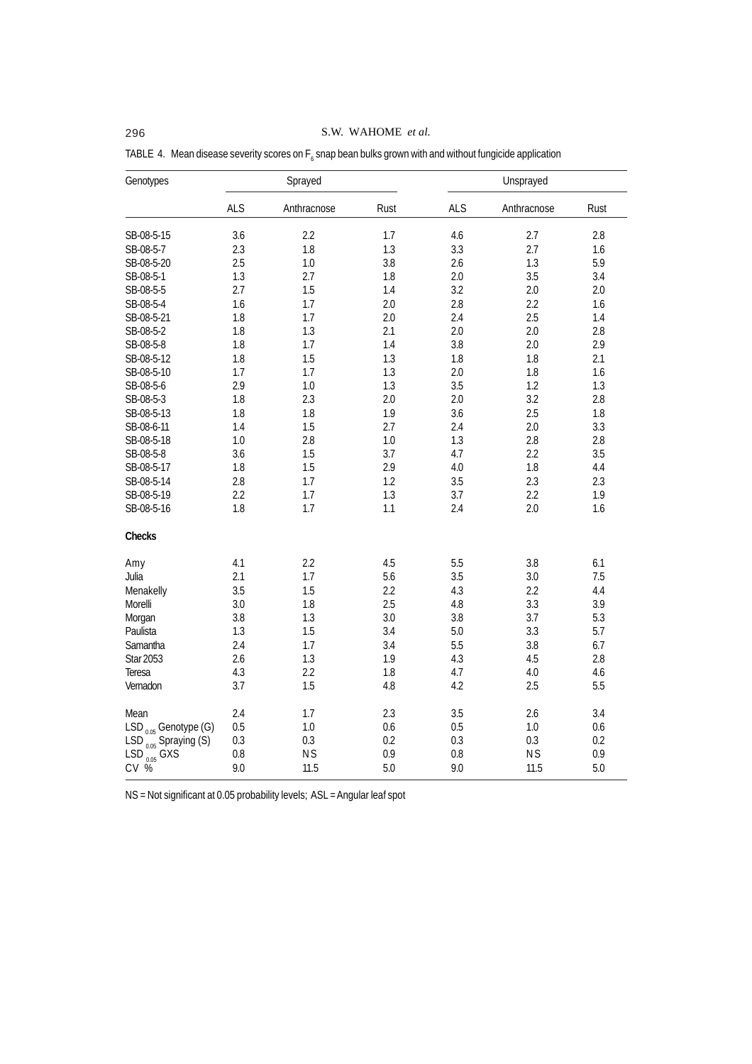TABLE 4. Mean disease severity scores on $F_6$ snap bean bulks grown with and without fungicide application

| Genotypes | Sprayed | | | Unsprayed | | |
|---|---|---|---|---|---|---|
| | ALS | Anthracnose | Rust | ALS | Anthracnose | Rust |
| SB-08-5-15 | 3.6 | 2.2 | 1.7 | 4.6 | 2.7 | 2.8 |
| SB-08-5-7 | 2.3 | 1.8 | 1.3 | 3.3 | 2.7 | 1.6 |
| SB-08-5-20 | 2.5 | 1.0 | 3.8 | 2.6 | 1.3 | 5.9 |
| SB-08-5-1 | 1.3 | 2.7 | 1.8 | 2.0 | 3.5 | 3.4 |
| SB-08-5-5 | 2.7 | 1.5 | 1.4 | 3.2 | 2.0 | 2.0 |
| SB-08-5-4 | 1.6 | 1.7 | 2.0 | 2.8 | 2.2 | 1.6 |
| SB-08-5-21 | 1.8 | 1.7 | 2.0 | 2.4 | 2.5 | 1.4 |
| SB-08-5-2 | 1.8 | 1.3 | 2.1 | 2.0 | 2.0 | 2.8 |
| SB-08-5-8 | 1.8 | 1.7 | 1.4 | 3.8 | 2.0 | 2.9 |
| SB-08-5-12 | 1.8 | 1.5 | 1.3 | 1.8 | 1.8 | 2.1 |
| SB-08-5-10 | 1.7 | 1.7 | 1.3 | 2.0 | 1.8 | 1.6 |
| SB-08-5-6 | 2.9 | 1.0 | 1.3 | 3.5 | 1.2 | 1.3 |
| SB-08-5-3 | 1.8 | 2.3 | 2.0 | 2.0 | 3.2 | 2.8 |
| SB-08-5-13 | 1.8 | 1.8 | 1.9 | 3.6 | 2.5 | 1.8 |
| SB-08-6-11 | 1.4 | 1.5 | 2.7 | 2.4 | 2.0 | 3.3 |
| SB-08-5-18 | 1.0 | 2.8 | 1.0 | 1.3 | 2.8 | 2.8 |
| SB-08-5-8 | 3.6 | 1.5 | 3.7 | 4.7 | 2.2 | 3.5 |
| SB-08-5-17 | 1.8 | 1.5 | 2.9 | 4.0 | 1.8 | 4.4 |
| SB-08-5-14 | 2.8 | 1.7 | 1.2 | 3.5 | 2.3 | 2.3 |
| SB-08-5-19 | 2.2 | 1.7 | 1.3 | 3.7 | 2.2 | 1.9 |
| SB-08-5-16 | 1.8 | 1.7 | 1.1 | 2.4 | 2.0 | 1.6 |
| **Checks** | | | | | | |
| Amy | 4.1 | 2.2 | 4.5 | 5.5 | 3.8 | 6.1 |
| Julia | 2.1 | 1.7 | 5.6 | 3.5 | 3.0 | 7.5 |
| Menakelly | 3.5 | 1.5 | 2.2 | 4.3 | 2.2 | 4.4 |
| Morelli | 3.0 | 1.8 | 2.5 | 4.8 | 3.3 | 3.9 |
| Morgan | 3.8 | 1.3 | 3.0 | 3.8 | 3.7 | 5.3 |
| Paulista | 1.3 | 1.5 | 3.4 | 5.0 | 3.3 | 5.7 |
| Samantha | 2.4 | 1.7 | 3.4 | 5.5 | 3.8 | 6.7 |
| Star 2053 | 2.6 | 1.3 | 1.9 | 4.3 | 4.5 | 2.8 |
| Teresa | 4.3 | 2.2 | 1.8 | 4.7 | 4.0 | 4.6 |
| Vernadon | 3.7 | 1.5 | 4.8 | 4.2 | 2.5 | 5.5 |
| Mean | 2.4 | 1.7 | 2.3 | 3.5 | 2.6 | 3.4 |
| $LSD_{0.05}$ Genotype (G) | 0.5 | 1.0 | 0.6 | 0.5 | 1.0 | 0.6 |
| $LSD_{0.05}$ Spraying (S) | 0.3 | 0.3 | 0.2 | 0.3 | 0.3 | 0.2 |
| $LSD_{0.05}$ GXS | 0.8 | NS | 0.9 | 0.8 | NS | 0.9 |
| CV % | 9.0 | 11.5 | 5.0 | 9.0 | 11.5 | 5.0 |

NS = Not significant at 0.05 probability levels; ASL = Angular leaf spot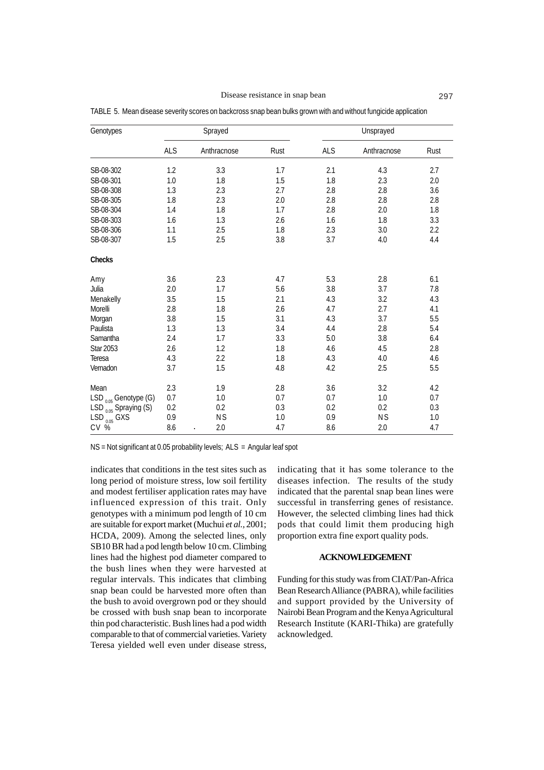TABLE 5. Mean disease severity scores on backcross snap bean bulks grown with and without fungicide application

| Genotypes | Sprayed | | | Unsprayed | | |
|---|---|---|---|---|---|---|
| | ALS | Anthracnose | Rust | ALS | Anthracnose | Rust |
| SB-08-302 | 1.2 | 3.3 | 1.7 | 2.1 | 4.3 | 2.7 |
| SB-08-301 | 1.0 | 1.8 | 1.5 | 1.8 | 2.3 | 2.0 |
| SB-08-308 | 1.3 | 2.3 | 2.7 | 2.8 | 2.8 | 3.6 |
| SB-08-305 | 1.8 | 2.3 | 2.0 | 2.8 | 2.8 | 2.8 |
| SB-08-304 | 1.4 | 1.8 | 1.7 | 2.8 | 2.0 | 1.8 |
| SB-08-303 | 1.6 | 1.3 | 2.6 | 1.6 | 1.8 | 3.3 |
| SB-08-306 | 1.1 | 2.5 | 1.8 | 2.3 | 3.0 | 2.2 |
| SB-08-307 | 1.5 | 2.5 | 3.8 | 3.7 | 4.0 | 4.4 |
| **Checks** | | | | | | |
| Amy | 3.6 | 2.3 | 4.7 | 5.3 | 2.8 | 6.1 |
| Julia | 2.0 | 1.7 | 5.6 | 3.8 | 3.7 | 7.8 |
| Menakelly | 3.5 | 1.5 | 2.1 | 4.3 | 3.2 | 4.3 |
| Morelli | 2.8 | 1.8 | 2.6 | 4.7 | 2.7 | 4.1 |
| Morgan | 3.8 | 1.5 | 3.1 | 4.3 | 3.7 | 5.5 |
| Paulista | 1.3 | 1.3 | 3.4 | 4.4 | 2.8 | 5.4 |
| Samantha | 2.4 | 1.7 | 3.3 | 5.0 | 3.8 | 6.4 |
| Star 2053 | 2.6 | 1.2 | 1.8 | 4.6 | 4.5 | 2.8 |
| Teresa | 4.3 | 2.2 | 1.8 | 4.3 | 4.0 | 4.6 |
| Vernadon | 3.7 | 1.5 | 4.8 | 4.2 | 2.5 | 5.5 |
| Mean | 2.3 | 1.9 | 2.8 | 3.6 | 3.2 | 4.2 |
| $LSD_{0.05}$ Genotype (G) | 0.7 | 1.0 | 0.7 | 0.7 | 1.0 | 0.7 |
| $LSD_{0.05}$ Spraying (S) | 0.2 | 0.2 | 0.3 | 0.2 | 0.2 | 0.3 |
| $LSD_{0.05}$ GXS | 0.9 | NS | 1.0 | 0.9 | NS | 1.0 |
| CV % | 8.6 | 2.0 | 4.7 | 8.6 | 2.0 | 4.7 |

NS = Not significant at 0.05 probability levels; ALS = Angular leaf spot

indicates that conditions in the test sites such as long period of moisture stress, low soil fertility and modest fertiliser application rates may have influenced expression of this trait. Only genotypes with a minimum pod length of 10 cm are suitable for export market (Muchui *et al.*, 2001; HCDA, 2009). Among the selected lines, only SB10 BR had a pod length below 10 cm. Climbing lines had the highest pod diameter compared to the bush lines when they were harvested at regular intervals. This indicates that climbing snap bean could be harvested more often than the bush to avoid overgrown pod or they should be crossed with bush snap bean to incorporate thin pod characteristic. Bush lines had a pod width comparable to that of commercial varieties. Variety Teresa yielded well even under disease stress, indicating that it has some tolerance to the diseases infection. The results of the study indicated that the parental snap bean lines were successful in transferring genes of resistance. However, the selected climbing lines had thick pods that could limit them producing high proportion extra fine export quality pods.

## ACKNOWLEDGEMENT

Funding for this study was from CIAT/Pan-Africa Bean Research Alliance (PABRA), while facilities and support provided by the University of Nairobi Bean Program and the Kenya Agricultural Research Institute (KARI-Thika) are gratefully acknowledged.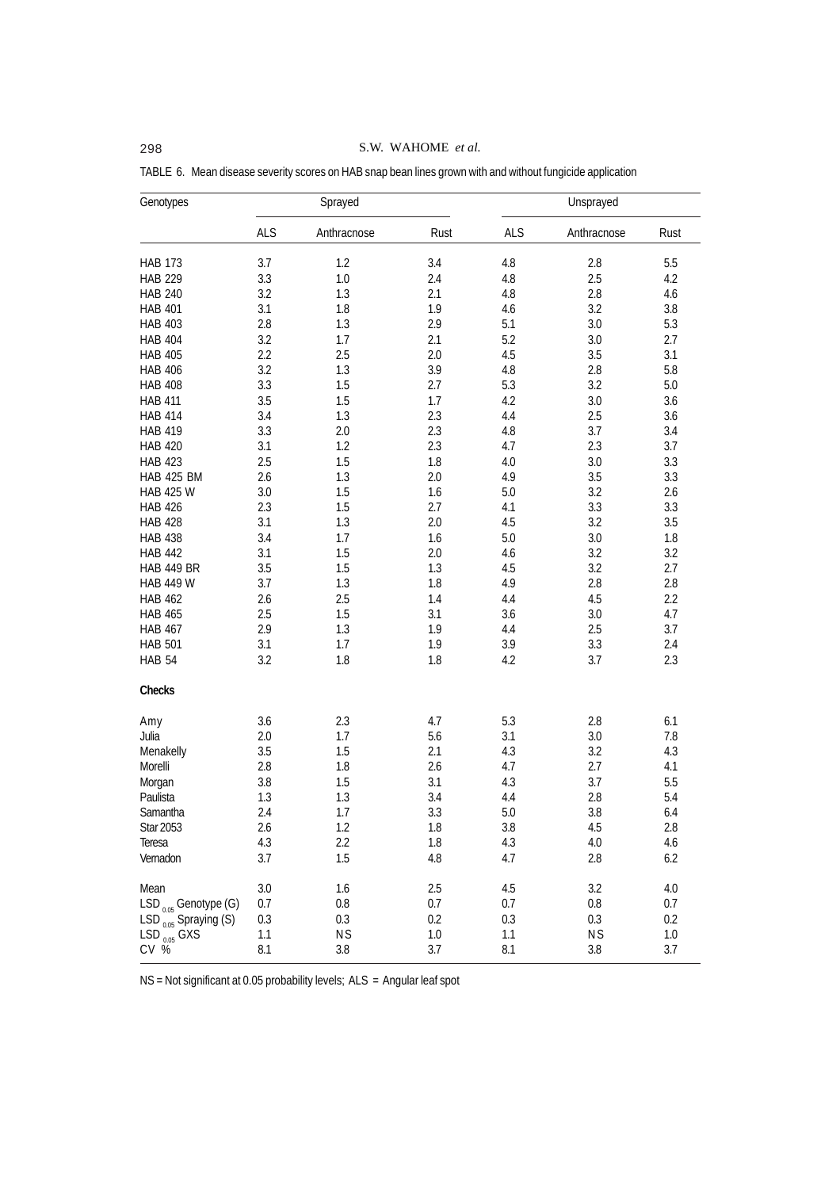TABLE 6. Mean disease severity scores on HAB snap bean lines grown with and without fungicide application

| Genotypes | Sprayed | | | Unsprayed | | |
|---|---|---|---|---|---|---|
| | ALS | Anthracnose | Rust | ALS | Anthracnose | Rust |
| HAB 173 | 3.7 | 1.2 | 3.4 | 4.8 | 2.8 | 5.5 |
| HAB 229 | 3.3 | 1.0 | 2.4 | 4.8 | 2.5 | 4.2 |
| HAB 240 | 3.2 | 1.3 | 2.1 | 4.8 | 2.8 | 4.6 |
| HAB 401 | 3.1 | 1.8 | 1.9 | 4.6 | 3.2 | 3.8 |
| HAB 403 | 2.8 | 1.3 | 2.9 | 5.1 | 3.0 | 5.3 |
| HAB 404 | 3.2 | 1.7 | 2.1 | 5.2 | 3.0 | 2.7 |
| HAB 405 | 2.2 | 2.5 | 2.0 | 4.5 | 3.5 | 3.1 |
| HAB 406 | 3.2 | 1.3 | 3.9 | 4.8 | 2.8 | 5.8 |
| HAB 408 | 3.3 | 1.5 | 2.7 | 5.3 | 3.2 | 5.0 |
| HAB 411 | 3.5 | 1.5 | 1.7 | 4.2 | 3.0 | 3.6 |
| HAB 414 | 3.4 | 1.3 | 2.3 | 4.4 | 2.5 | 3.6 |
| HAB 419 | 3.3 | 2.0 | 2.3 | 4.8 | 3.7 | 3.4 |
| HAB 420 | 3.1 | 1.2 | 2.3 | 4.7 | 2.3 | 3.7 |
| HAB 423 | 2.5 | 1.5 | 1.8 | 4.0 | 3.0 | 3.3 |
| HAB 425 BM | 2.6 | 1.3 | 2.0 | 4.9 | 3.5 | 3.3 |
| HAB 425 W | 3.0 | 1.5 | 1.6 | 5.0 | 3.2 | 2.6 |
| HAB 426 | 2.3 | 1.5 | 2.7 | 4.1 | 3.3 | 3.3 |
| HAB 428 | 3.1 | 1.3 | 2.0 | 4.5 | 3.2 | 3.5 |
| HAB 438 | 3.4 | 1.7 | 1.6 | 5.0 | 3.0 | 1.8 |
| HAB 442 | 3.1 | 1.5 | 2.0 | 4.6 | 3.2 | 3.2 |
| HAB 449 BR | 3.5 | 1.5 | 1.3 | 4.5 | 3.2 | 2.7 |
| HAB 449 W | 3.7 | 1.3 | 1.8 | 4.9 | 2.8 | 2.8 |
| HAB 462 | 2.6 | 2.5 | 1.4 | 4.4 | 4.5 | 2.2 |
| HAB 465 | 2.5 | 1.5 | 3.1 | 3.6 | 3.0 | 4.7 |
| HAB 467 | 2.9 | 1.3 | 1.9 | 4.4 | 2.5 | 3.7 |
| HAB 501 | 3.1 | 1.7 | 1.9 | 3.9 | 3.3 | 2.4 |
| HAB 54 | 3.2 | 1.8 | 1.8 | 4.2 | 3.7 | 2.3 |
| **Checks** | | | | | | |
| Amy | 3.6 | 2.3 | 4.7 | 5.3 | 2.8 | 6.1 |
| Julia | 2.0 | 1.7 | 5.6 | 3.1 | 3.0 | 7.8 |
| Menakelly | 3.5 | 1.5 | 2.1 | 4.3 | 3.2 | 4.3 |
| Morelli | 2.8 | 1.8 | 2.6 | 4.7 | 2.7 | 4.1 |
| Morgan | 3.8 | 1.5 | 3.1 | 4.3 | 3.7 | 5.5 |
| Paulista | 1.3 | 1.3 | 3.4 | 4.4 | 2.8 | 5.4 |
| Samantha | 2.4 | 1.7 | 3.3 | 5.0 | 3.8 | 6.4 |
| Star 2053 | 2.6 | 1.2 | 1.8 | 3.8 | 4.5 | 2.8 |
| Teresa | 4.3 | 2.2 | 1.8 | 4.3 | 4.0 | 4.6 |
| Vernadon | 3.7 | 1.5 | 4.8 | 4.7 | 2.8 | 6.2 |
| Mean | 3.0 | 1.6 | 2.5 | 4.5 | 3.2 | 4.0 |
| $LSD_{0.05}$ Genotype (G) | 0.7 | 0.8 | 0.7 | 0.7 | 0.8 | 0.7 |
| $LSD_{0.05}$ Spraying (S) | 0.3 | 0.3 | 0.2 | 0.3 | 0.3 | 0.2 |
| $LSD_{0.05}$ GXS | 1.1 | NS | 1.0 | 1.1 | NS | 1.0 |
| CV % | 8.1 | 3.8 | 3.7 | 8.1 | 3.8 | 3.7 |

NS = Not significant at 0.05 probability levels; ALS = Angular leaf spot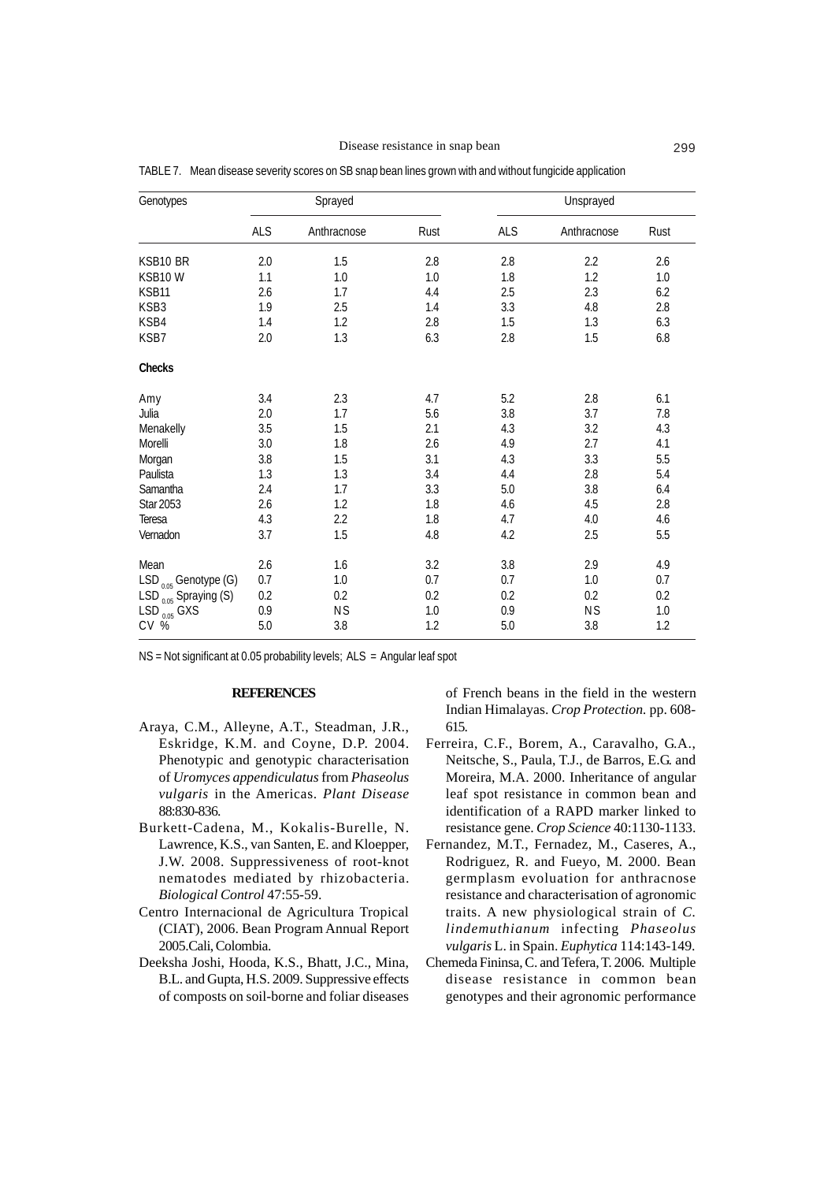TABLE 7. Mean disease severity scores on SB snap bean lines grown with and without fungicide application

| Genotypes | Sprayed | | | Unsprayed | | |
|---|---|---|---|---|---|---|
| | ALS | Anthracnose | Rust | ALS | Anthracnose | Rust |
| KSB10 BR | 2.0 | 1.5 | 2.8 | 2.8 | 2.2 | 2.6 |
| KSB10 W | 1.1 | 1.0 | 1.0 | 1.8 | 1.2 | 1.0 |
| KSB11 | 2.6 | 1.7 | 4.4 | 2.5 | 2.3 | 6.2 |
| KSB3 | 1.9 | 2.5 | 1.4 | 3.3 | 4.8 | 2.8 |
| KSB4 | 1.4 | 1.2 | 2.8 | 1.5 | 1.3 | 6.3 |
| KSB7 | 2.0 | 1.3 | 6.3 | 2.8 | 1.5 | 6.8 |
| **Checks** | | | | | | |
| Amy | 3.4 | 2.3 | 4.7 | 5.2 | 2.8 | 6.1 |
| Julia | 2.0 | 1.7 | 5.6 | 3.8 | 3.7 | 7.8 |
| Menakelly | 3.5 | 1.5 | 2.1 | 4.3 | 3.2 | 4.3 |
| Morelli | 3.0 | 1.8 | 2.6 | 4.9 | 2.7 | 4.1 |
| Morgan | 3.8 | 1.5 | 3.1 | 4.3 | 3.3 | 5.5 |
| Paulista | 1.3 | 1.3 | 3.4 | 4.4 | 2.8 | 5.4 |
| Samantha | 2.4 | 1.7 | 3.3 | 5.0 | 3.8 | 6.4 |
| Star 2053 | 2.6 | 1.2 | 1.8 | 4.6 | 4.5 | 2.8 |
| Teresa | 4.3 | 2.2 | 1.8 | 4.7 | 4.0 | 4.6 |
| Vernadon | 3.7 | 1.5 | 4.8 | 4.2 | 2.5 | 5.5 |
| Mean | 2.6 | 1.6 | 3.2 | 3.8 | 2.9 | 4.9 |
| $LSD_{0.05}$ Genotype (G) | 0.7 | 1.0 | 0.7 | 0.7 | 1.0 | 0.7 |
| $LSD_{0.05}$ Spraying (S) | 0.2 | 0.2 | 0.2 | 0.2 | 0.2 | 0.2 |
| $LSD_{0.05}$ GXS | 0.9 | NS | 1.0 | 0.9 | NS | 1.0 |
| CV % | 5.0 | 3.8 | 1.2 | 5.0 | 3.8 | 1.2 |

NS = Not significant at 0.05 probability levels; ALS = Angular leaf spot

## REFERENCES

Araya, C.M., Alleyne, A.T., Steadman, J.R., Eskridge, K.M. and Coyne, D.P. 2004. Phenotypic and genotypic characterisation of *Uromyces appendiculatus* from *Phaseolus vulgaris* in the Americas. *Plant Disease* 88:830-836.

Burkett-Cadena, M., Kokalis-Burelle, N. Lawrence, K.S., van Santen, E. and Kloepper, J.W. 2008. Suppressiveness of root-knot nematodes mediated by rhizobacteria. *Biological Control* 47:55-59.

Centro Internacional de Agricultura Tropical (CIAT), 2006. Bean Program Annual Report 2005.Cali, Colombia.

Deeksha Joshi, Hooda, K.S., Bhatt, J.C., Mina, B.L. and Gupta, H.S. 2009. Suppressive effects of composts on soil-borne and foliar diseases of French beans in the field in the western Indian Himalayas. *Crop Protection.* pp. 608-615.

Ferreira, C.F., Borem, A., Caravalho, G.A., Neitsche, S., Paula, T.J., de Barros, E.G. and Moreira, M.A. 2000. Inheritance of angular leaf spot resistance in common bean and identification of a RAPD marker linked to resistance gene. *Crop Science* 40:1130-1133.

Fernandez, M.T., Fernadez, M., Caseres, A., Rodriguez, R. and Fueyo, M. 2000. Bean germplasm evoluation for anthracnose resistance and characterisation of agronomic traits. A new physiological strain of *C. lindemuthianum* infecting *Phaseolus vulgaris* L. in Spain. *Euphytica* 114:143-149.

Chemeda Fininsa, C. and Tefera, T. 2006. Multiple disease resistance in common bean genotypes and their agronomic performance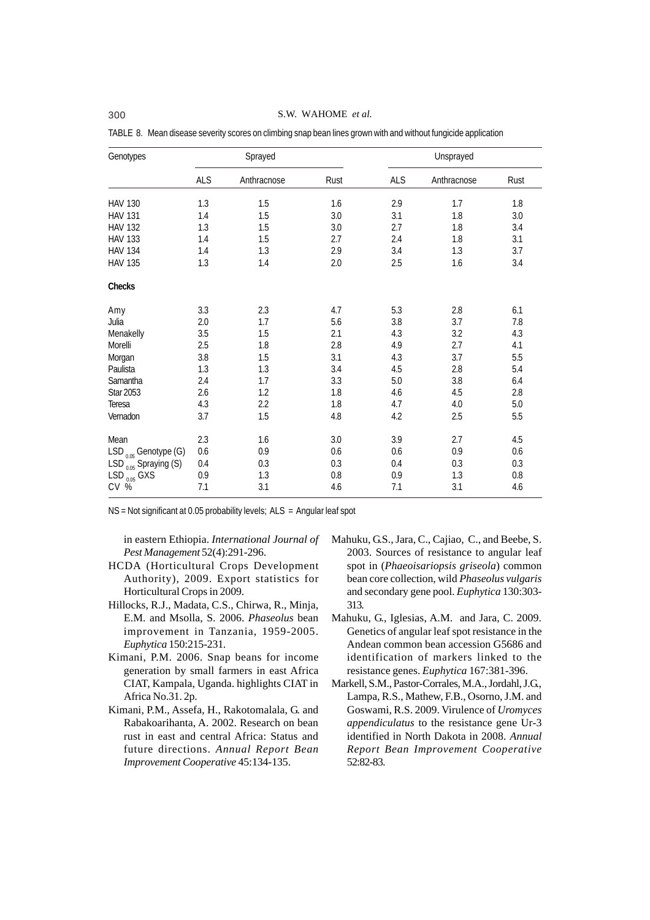TABLE 8. Mean disease severity scores on climbing snap bean lines grown with and without fungicide application

| Genotypes | Sprayed | | | Unsprayed | | |
|---|---|---|---|---|---|---|
| | ALS | Anthracnose | Rust | ALS | Anthracnose | Rust |
| HAV 130 | 1.3 | 1.5 | 1.6 | 2.9 | 1.7 | 1.8 |
| HAV 131 | 1.4 | 1.5 | 3.0 | 3.1 | 1.8 | 3.0 |
| HAV 132 | 1.3 | 1.5 | 3.0 | 2.7 | 1.8 | 3.4 |
| HAV 133 | 1.4 | 1.5 | 2.7 | 2.4 | 1.8 | 3.1 |
| HAV 134 | 1.4 | 1.3 | 2.9 | 3.4 | 1.3 | 3.7 |
| HAV 135 | 1.3 | 1.4 | 2.0 | 2.5 | 1.6 | 3.4 |
| **Checks** | | | | | | |
| Amy | 3.3 | 2.3 | 4.7 | 5.3 | 2.8 | 6.1 |
| Julia | 2.0 | 1.7 | 5.6 | 3.8 | 3.7 | 7.8 |
| Menakelly | 3.5 | 1.5 | 2.1 | 4.3 | 3.2 | 4.3 |
| Morelli | 2.5 | 1.8 | 2.8 | 4.9 | 2.7 | 4.1 |
| Morgan | 3.8 | 1.5 | 3.1 | 4.3 | 3.7 | 5.5 |
| Paulista | 1.3 | 1.3 | 3.4 | 4.5 | 2.8 | 5.4 |
| Samantha | 2.4 | 1.7 | 3.3 | 5.0 | 3.8 | 6.4 |
| Star 2053 | 2.6 | 1.2 | 1.8 | 4.6 | 4.5 | 2.8 |
| Teresa | 4.3 | 2.2 | 1.8 | 4.7 | 4.0 | 5.0 |
| Vernadon | 3.7 | 1.5 | 4.8 | 4.2 | 2.5 | 5.5 |
| Mean | 2.3 | 1.6 | 3.0 | 3.9 | 2.7 | 4.5 |
| $LSD_{0.05}$ Genotype (G) | 0.6 | 0.9 | 0.6 | 0.6 | 0.9 | 0.6 |
| $LSD_{0.05}$ Spraying (S) | 0.4 | 0.3 | 0.3 | 0.4 | 0.3 | 0.3 |
| $LSD_{0.05}$ GXS | 0.9 | 1.3 | 0.8 | 0.9 | 1.3 | 0.8 |
| CV % | 7.1 | 3.1 | 4.6 | 7.1 | 3.1 | 4.6 |

NS = Not significant at 0.05 probability levels; ALS = Angular leaf spot

in eastern Ethiopia. *International Journal of Pest Management* 52(4):291-296.

HCDA (Horticultural Crops Development Authority), 2009. Export statistics for Horticultural Crops in 2009.

Hillocks, R.J., Madata, C.S., Chirwa, R., Minja, E.M. and Msolla, S. 2006. *Phaseolus* bean improvement in Tanzania, 1959-2005. *Euphytica* 150:215-231.

Kimani, P.M. 2006. Snap beans for income generation by small farmers in east Africa CIAT, Kampala, Uganda. highlights CIAT in Africa No.31. 2p.

Kimani, P.M., Assefa, H., Rakotomalala, G. and Rabakoarihanta, A. 2002. Research on bean rust in east and central Africa: Status and future directions. *Annual Report Bean Improvement Cooperative* 45:134-135.

Mahuku, G.S., Jara, C., Cajiao, C., and Beebe, S. 2003. Sources of resistance to angular leaf spot in (*Phaeoisariopsis griseola*) common bean core collection, wild *Phaseolus vulgaris* and secondary gene pool. *Euphytica* 130:303-313.

Mahuku, G., Iglesias, A.M. and Jara, C. 2009. Genetics of angular leaf spot resistance in the Andean common bean accession G5686 and identification of markers linked to the resistance genes. *Euphytica* 167:381-396.

Markell, S.M., Pastor-Corrales, M.A., Jordahl, J.G., Lampa, R.S., Mathew, F.B., Osorno, J.M. and Goswami, R.S. 2009. Virulence of *Uromyces appendiculatus* to the resistance gene Ur-3 identified in North Dakota in 2008. *Annual Report Bean Improvement Cooperative* 52:82-83.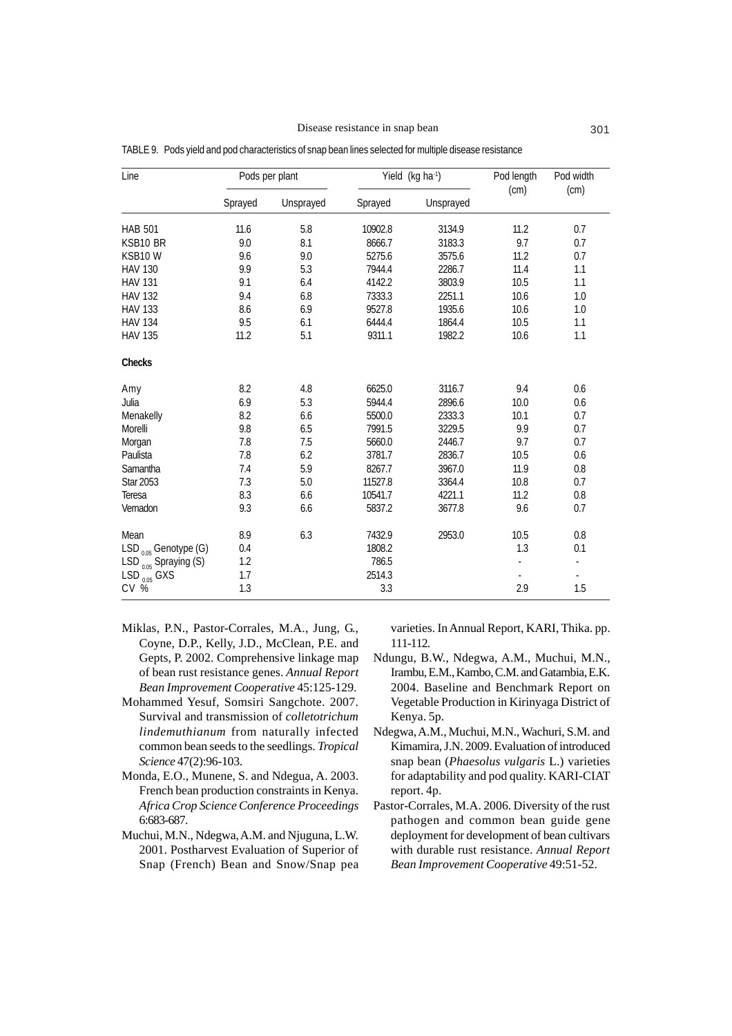TABLE 9. Pods yield and pod characteristics of snap bean lines selected for multiple disease resistance

| Line | Pods per plant | | Yield (kg ha$^{-1}$) | | Pod length (cm) | Pod width (cm) |
|---|---|---|---|---|---|---|
| | Sprayed | Unsprayed | Sprayed | Unsprayed | | |
| HAB 501 | 11.6 | 5.8 | 10902.8 | 3134.9 | 11.2 | 0.7 |
| KSB10 BR | 9.0 | 8.1 | 8666.7 | 3183.3 | 9.7 | 0.7 |
| KSB10 W | 9.6 | 9.0 | 5275.6 | 3575.6 | 11.2 | 0.7 |
| HAV 130 | 9.9 | 5.3 | 7944.4 | 2286.7 | 11.4 | 1.1 |
| HAV 131 | 9.1 | 6.4 | 4142.2 | 3803.9 | 10.5 | 1.1 |
| HAV 132 | 9.4 | 6.8 | 7333.3 | 2251.1 | 10.6 | 1.0 |
| HAV 133 | 8.6 | 6.9 | 9527.8 | 1935.6 | 10.6 | 1.0 |
| HAV 134 | 9.5 | 6.1 | 6444.4 | 1864.4 | 10.5 | 1.1 |
| HAV 135 | 11.2 | 5.1 | 9311.1 | 1982.2 | 10.6 | 1.1 |
| **Checks** | | | | | | |
| Amy | 8.2 | 4.8 | 6625.0 | 3116.7 | 9.4 | 0.6 |
| Julia | 6.9 | 5.3 | 5944.4 | 2896.6 | 10.0 | 0.6 |
| Menakelly | 8.2 | 6.6 | 5500.0 | 2333.3 | 10.1 | 0.7 |
| Morelli | 9.8 | 6.5 | 7991.5 | 3229.5 | 9.9 | 0.7 |
| Morgan | 7.8 | 7.5 | 5660.0 | 2446.7 | 9.7 | 0.7 |
| Paulista | 7.8 | 6.2 | 3781.7 | 2836.7 | 10.5 | 0.6 |
| Samantha | 7.4 | 5.9 | 8267.7 | 3967.0 | 11.9 | 0.8 |
| Star 2053 | 7.3 | 5.0 | 11527.8 | 3364.4 | 10.8 | 0.7 |
| Teresa | 8.3 | 6.6 | 10541.7 | 4221.1 | 11.2 | 0.8 |
| Vernadon | 9.3 | 6.6 | 5837.2 | 3677.8 | 9.6 | 0.7 |
| Mean | 8.9 | 6.3 | 7432.9 | 2953.0 | 10.5 | 0.8 |
| $LSD_{0.05}$ Genotype (G) | 0.4 | | 1808.2 | | 1.3 | 0.1 |
| $LSD_{0.05}$ Spraying (S) | 1.2 | | 786.5 | | - | - |
| $LSD_{0.05}$ GXS | 1.7 | | 2514.3 | | - | - |
| CV % | 1.3 | | 3.3 | | 2.9 | 1.5 |

Miklas, P.N., Pastor-Corrales, M.A., Jung, G., Coyne, D.P., Kelly, J.D., McClean, P.E. and Gepts, P. 2002. Comprehensive linkage map of bean rust resistance genes. *Annual Report Bean Improvement Cooperative* 45:125-129.

Mohammed Yesuf, Somsiri Sangchote. 2007. Survival and transmission of *colletotrichum lindemuthianum* from naturally infected common bean seeds to the seedlings. *Tropical Science* 47(2):96-103.

Monda, E.O., Munene, S. and Ndegua, A. 2003. French bean production constraints in Kenya. *Africa Crop Science Conference Proceedings* 6:683-687.

Muchui, M.N., Ndegwa, A.M. and Njuguna, L.W. 2001. Postharvest Evaluation of Superior of Snap (French) Bean and Snow/Snap pea varieties. In Annual Report, KARI, Thika. pp. 111-112.

Ndungu, B.W., Ndegwa, A.M., Muchui, M.N., Irambu, E.M., Kambo, C.M. and Gatambia, E.K. 2004. Baseline and Benchmark Report on Vegetable Production in Kirinyaga District of Kenya. 5p.

Ndegwa, A.M., Muchui, M.N., Wachuri, S.M. and Kimamira, J.N. 2009. Evaluation of introduced snap bean (*Phaesolus vulgaris* L.) varieties for adaptability and pod quality. KARI-CIAT report. 4p.

Pastor-Corrales, M.A. 2006. Diversity of the rust pathogen and common bean guide gene deployment for development of bean cultivars with durable rust resistance. *Annual Report Bean Improvement Cooperative* 49:51-52.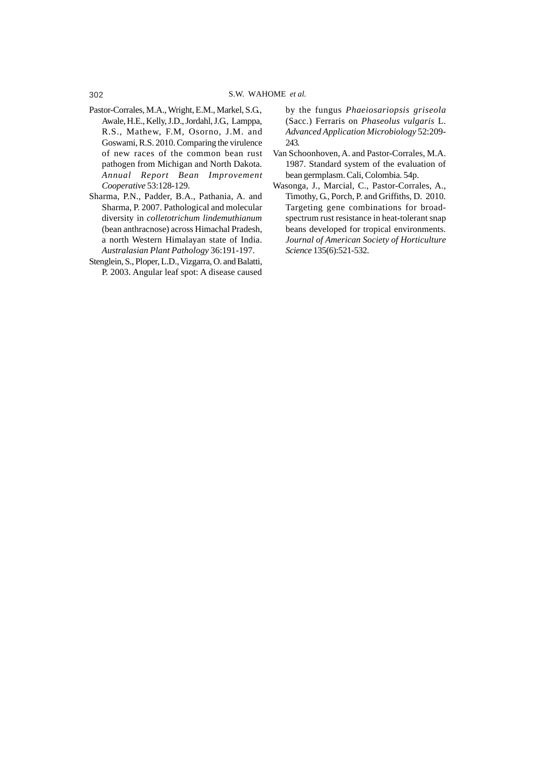Pastor-Corrales, M.A., Wright, E.M., Markel, S.G., Awale, H.E., Kelly, J.D., Jordahl, J.G., Lamppa, R.S., Mathew, F.M, Osorno, J.M. and Goswami, R.S. 2010. Comparing the virulence of new races of the common bean rust pathogen from Michigan and North Dakota. *Annual Report Bean Improvement Cooperative* 53:128-129.

Sharma, P.N., Padder, B.A., Pathania, A. and Sharma, P. 2007. Pathological and molecular diversity in *colletotrichum lindemuthianum* (bean anthracnose) across Himachal Pradesh, a north Western Himalayan state of India. *Australasian Plant Pathology* 36:191-197.

Stenglein, S., Ploper, L.D., Vizgarra, O. and Balatti, P. 2003. Angular leaf spot: A disease caused by the fungus *Phaeiosariopsis griseola* (Sacc.) Ferraris on *Phaseolus vulgaris* L. *Advanced Application Microbiology* 52:209-243.

Van Schoonhoven, A. and Pastor-Corrales, M.A. 1987. Standard system of the evaluation of bean germplasm. Cali, Colombia. 54p.

Wasonga, J., Marcial, C., Pastor-Corrales, A., Timothy, G., Porch, P. and Griffiths, D. 2010. Targeting gene combinations for broad-spectrum rust resistance in heat-tolerant snap beans developed for tropical environments. *Journal of American Society of Horticulture Science* 135(6):521-532.